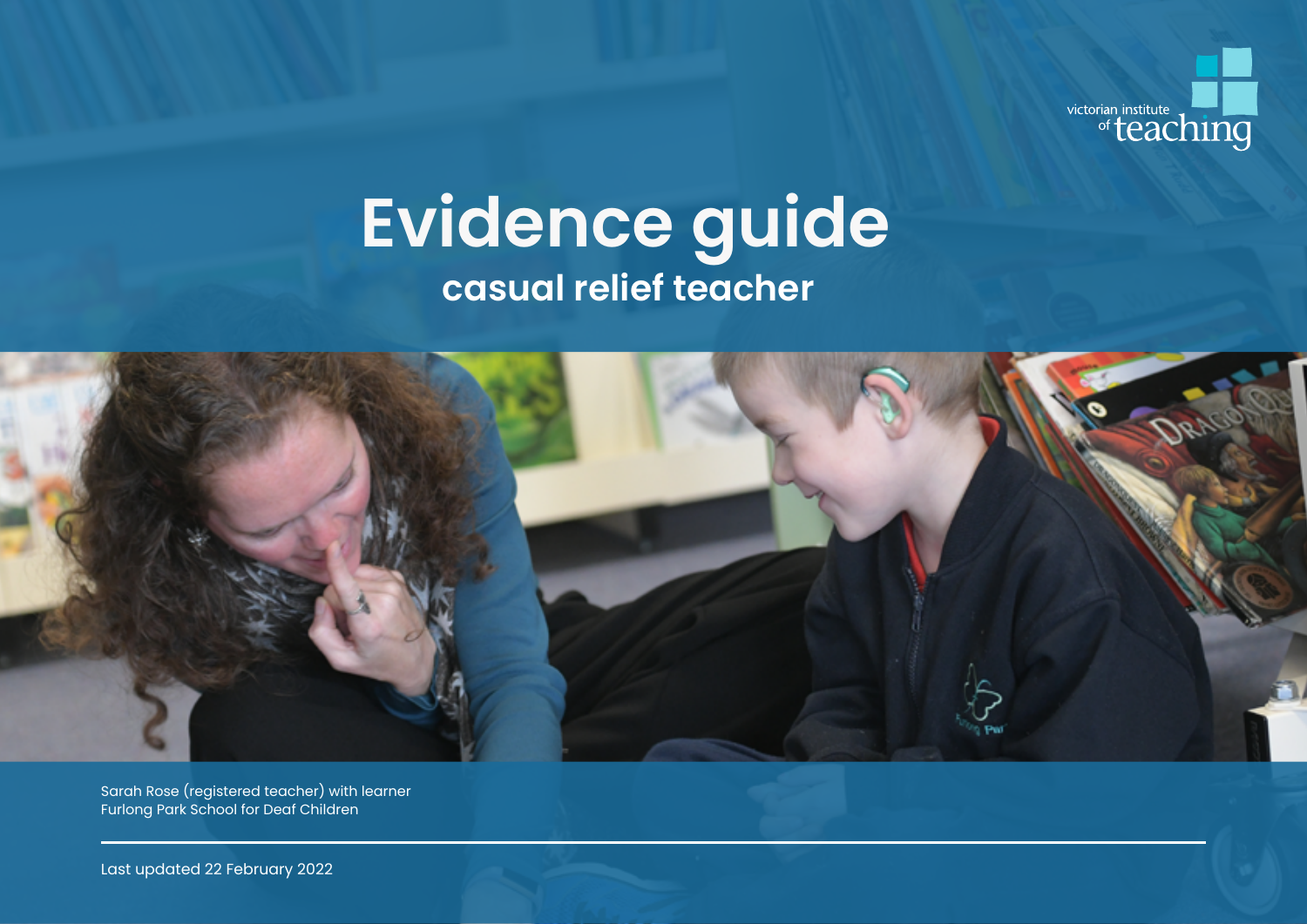victorian institute of teaching

# Evidence guide

## casual relief teacher

Sarah Rose (registered teacher) with learner
Furlong Park School for Deaf Children

Last updated 22 February 2022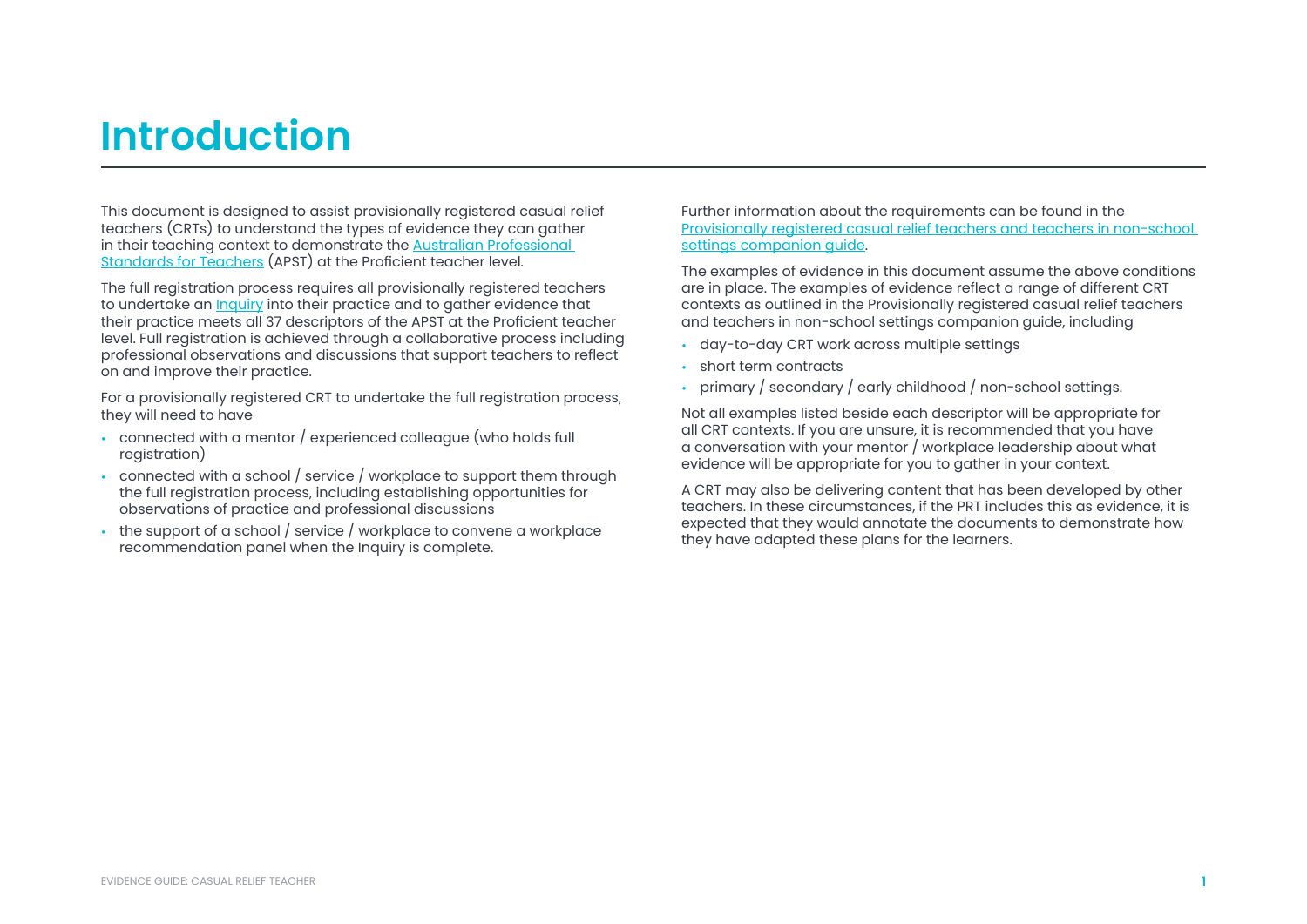# Introduction

This document is designed to assist provisionally registered casual relief teachers (CRTs) to understand the types of evidence they can gather in their teaching context to demonstrate the Australian Professional Standards for Teachers (APST) at the Proficient teacher level.

The full registration process requires all provisionally registered teachers to undertake an Inquiry into their practice and to gather evidence that their practice meets all 37 descriptors of the APST at the Proficient teacher level. Full registration is achieved through a collaborative process including professional observations and discussions that support teachers to reflect on and improve their practice.

For a provisionally registered CRT to undertake the full registration process, they will need to have

- connected with a mentor / experienced colleague (who holds full registration)
- connected with a school / service / workplace to support them through the full registration process, including establishing opportunities for observations of practice and professional discussions
- the support of a school / service / workplace to convene a workplace recommendation panel when the Inquiry is complete.

Further information about the requirements can be found in the Provisionally registered casual relief teachers and teachers in non-school settings companion guide.

The examples of evidence in this document assume the above conditions are in place. The examples of evidence reflect a range of different CRT contexts as outlined in the Provisionally registered casual relief teachers and teachers in non-school settings companion guide, including

- day-to-day CRT work across multiple settings
- short term contracts
- primary / secondary / early childhood / non-school settings.

Not all examples listed beside each descriptor will be appropriate for all CRT contexts. If you are unsure, it is recommended that you have a conversation with your mentor / workplace leadership about what evidence will be appropriate for you to gather in your context.

A CRT may also be delivering content that has been developed by other teachers. In these circumstances, if the PRT includes this as evidence, it is expected that they would annotate the documents to demonstrate how they have adapted these plans for the learners.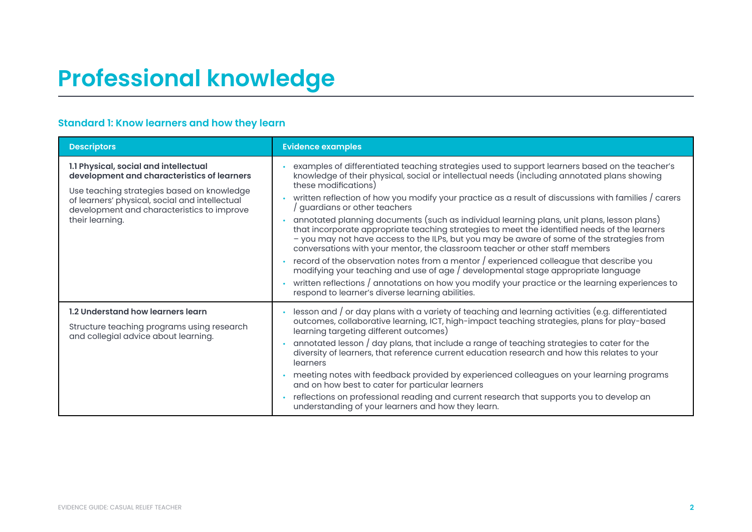# Professional knowledge

## Standard 1: Know learners and how they learn

| Descriptors | Evidence examples |
|---|---|
| **1.1 Physical, social and intellectual development and characteristics of learners**<br><br>Use teaching strategies based on knowledge of learners' physical, social and intellectual development and characteristics to improve their learning. | • examples of differentiated teaching strategies used to support learners based on the teacher's knowledge of their physical, social or intellectual needs (including annotated plans showing these modifications)<br>• written reflection of how you modify your practice as a result of discussions with families / carers / guardians or other teachers<br>• annotated planning documents (such as individual learning plans, unit plans, lesson plans) that incorporate appropriate teaching strategies to meet the identified needs of the learners – you may not have access to the ILPs, but you may be aware of some of the strategies from conversations with your mentor, the classroom teacher or other staff members<br>• record of the observation notes from a mentor / experienced colleague that describe you modifying your teaching and use of age / developmental stage appropriate language<br>• written reflections / annotations on how you modify your practice or the learning experiences to respond to learner's diverse learning abilities. |
| **1.2 Understand how learners learn**<br><br>Structure teaching programs using research and collegial advice about learning. | • lesson and / or day plans with a variety of teaching and learning activities (e.g. differentiated outcomes, collaborative learning, ICT, high-impact teaching strategies, plans for play-based learning targeting different outcomes)<br>• annotated lesson / day plans, that include a range of teaching strategies to cater for the diversity of learners, that reference current education research and how this relates to your learners<br>• meeting notes with feedback provided by experienced colleagues on your learning programs and on how best to cater for particular learners<br>• reflections on professional reading and current research that supports you to develop an understanding of your learners and how they learn. |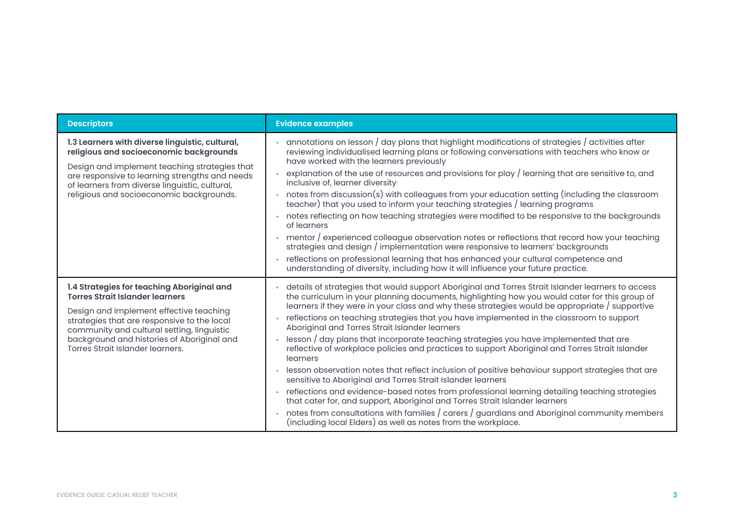| Descriptors | Evidence examples |
|---|---|
| **1.3 Learners with diverse linguistic, cultural, religious and socioeconomic backgrounds**<br><br>Design and implement teaching strategies that are responsive to learning strengths and needs of learners from diverse linguistic, cultural, religious and socioeconomic backgrounds. | • annotations on lesson / day plans that highlight modifications of strategies / activities after reviewing individualised learning plans or following conversations with teachers who know or have worked with the learners previously<br>• explanation of the use of resources and provisions for play / learning that are sensitive to, and inclusive of, learner diversity<br>• notes from discussion(s) with colleagues from your education setting (including the classroom teacher) that you used to inform your teaching strategies / learning programs<br>• notes reflecting on how teaching strategies were modified to be responsive to the backgrounds of learners<br>• mentor / experienced colleague observation notes or reflections that record how your teaching strategies and design / implementation were responsive to learners' backgrounds<br>• reflections on professional learning that has enhanced your cultural competence and understanding of diversity, including how it will influence your future practice. |
| **1.4 Strategies for teaching Aboriginal and Torres Strait Islander learners**<br><br>Design and implement effective teaching strategies that are responsive to the local community and cultural setting, linguistic background and histories of Aboriginal and Torres Strait Islander learners. | • details of strategies that would support Aboriginal and Torres Strait Islander learners to access the curriculum in your planning documents, highlighting how you would cater for this group of learners if they were in your class and why these strategies would be appropriate / supportive<br>• reflections on teaching strategies that you have implemented in the classroom to support Aboriginal and Torres Strait Islander learners<br>• lesson / day plans that incorporate teaching strategies you have implemented that are reflective of workplace policies and practices to support Aboriginal and Torres Strait Islander learners<br>• lesson observation notes that reflect inclusion of positive behaviour support strategies that are sensitive to Aboriginal and Torres Strait Islander learners<br>• reflections and evidence-based notes from professional learning detailing teaching strategies that cater for, and support, Aboriginal and Torres Strait Islander learners<br>• notes from consultations with families / carers / guardians and Aboriginal community members (including local Elders) as well as notes from the workplace. |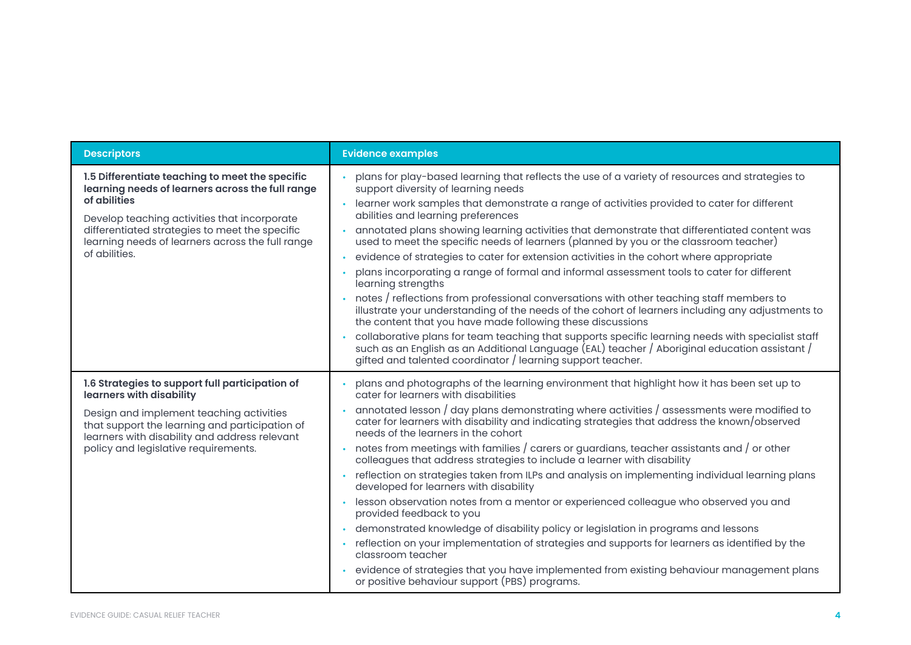| Descriptors | Evidence examples |
| --- | --- |
| **1.5 Differentiate teaching to meet the specific learning needs of learners across the full range of abilities**<br><br>Develop teaching activities that incorporate differentiated strategies to meet the specific learning needs of learners across the full range of abilities. | • plans for play-based learning that reflects the use of a variety of resources and strategies to support diversity of learning needs<br>• learner work samples that demonstrate a range of activities provided to cater for different abilities and learning preferences<br>• annotated plans showing learning activities that demonstrate that differentiated content was used to meet the specific needs of learners (planned by you or the classroom teacher)<br>• evidence of strategies to cater for extension activities in the cohort where appropriate<br>• plans incorporating a range of formal and informal assessment tools to cater for different learning strengths<br>• notes / reflections from professional conversations with other teaching staff members to illustrate your understanding of the needs of the cohort of learners including any adjustments to the content that you have made following these discussions<br>• collaborative plans for team teaching that supports specific learning needs with specialist staff such as an English as an Additional Language (EAL) teacher / Aboriginal education assistant / gifted and talented coordinator / learning support teacher. |
| **1.6 Strategies to support full participation of learners with disability**<br><br>Design and implement teaching activities that support the learning and participation of learners with disability and address relevant policy and legislative requirements. | • plans and photographs of the learning environment that highlight how it has been set up to cater for learners with disabilities<br>• annotated lesson / day plans demonstrating where activities / assessments were modified to cater for learners with disability and indicating strategies that address the known/observed needs of the learners in the cohort<br>• notes from meetings with families / carers or guardians, teacher assistants and / or other colleagues that address strategies to include a learner with disability<br>• reflection on strategies taken from ILPs and analysis on implementing individual learning plans developed for learners with disability<br>• lesson observation notes from a mentor or experienced colleague who observed you and provided feedback to you<br>• demonstrated knowledge of disability policy or legislation in programs and lessons<br>• reflection on your implementation of strategies and supports for learners as identified by the classroom teacher<br>• evidence of strategies that you have implemented from existing behaviour management plans or positive behaviour support (PBS) programs. |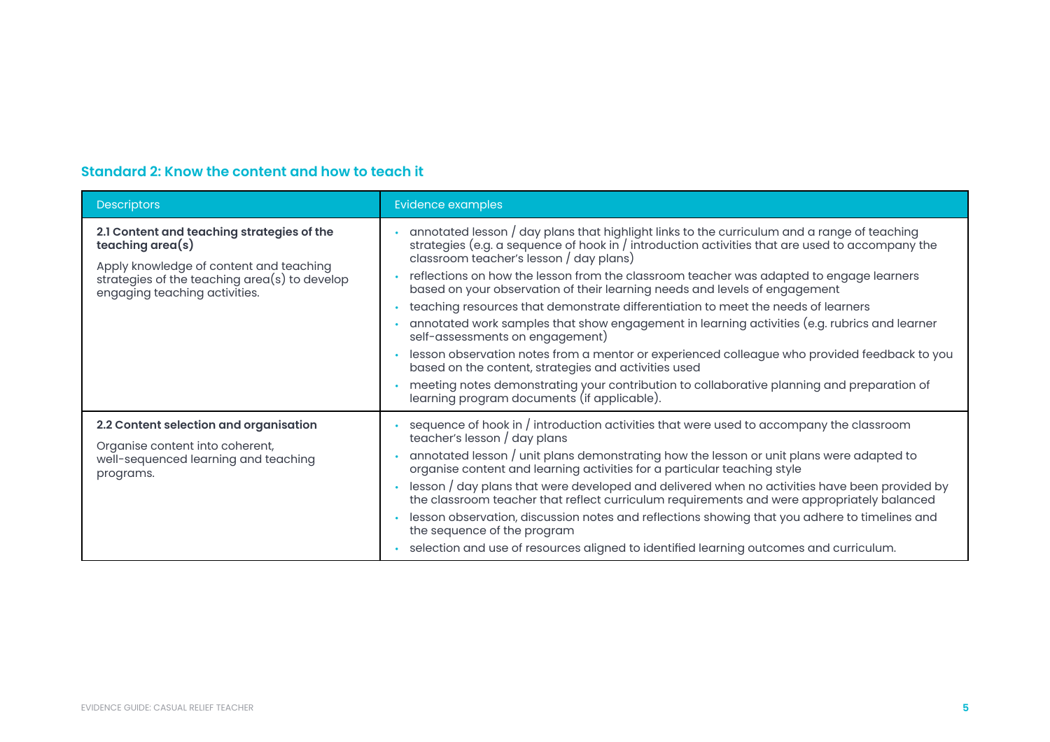### Standard 2: Know the content and how to teach it

| Descriptors | Evidence examples |
|---|---|
| **2.1 Content and teaching strategies of the teaching area(s)**<br><br>Apply knowledge of content and teaching strategies of the teaching area(s) to develop engaging teaching activities. | • annotated lesson / day plans that highlight links to the curriculum and a range of teaching strategies (e.g. a sequence of hook in / introduction activities that are used to accompany the classroom teacher's lesson / day plans)<br>• reflections on how the lesson from the classroom teacher was adapted to engage learners based on your observation of their learning needs and levels of engagement<br>• teaching resources that demonstrate differentiation to meet the needs of learners<br>• annotated work samples that show engagement in learning activities (e.g. rubrics and learner self-assessments on engagement)<br>• lesson observation notes from a mentor or experienced colleague who provided feedback to you based on the content, strategies and activities used<br>• meeting notes demonstrating your contribution to collaborative planning and preparation of learning program documents (if applicable). |
| **2.2 Content selection and organisation**<br><br>Organise content into coherent, well-sequenced learning and teaching programs. | • sequence of hook in / introduction activities that were used to accompany the classroom teacher's lesson / day plans<br>• annotated lesson / unit plans demonstrating how the lesson or unit plans were adapted to organise content and learning activities for a particular teaching style<br>• lesson / day plans that were developed and delivered when no activities have been provided by the classroom teacher that reflect curriculum requirements and were appropriately balanced<br>• lesson observation, discussion notes and reflections showing that you adhere to timelines and the sequence of the program<br>• selection and use of resources aligned to identified learning outcomes and curriculum. |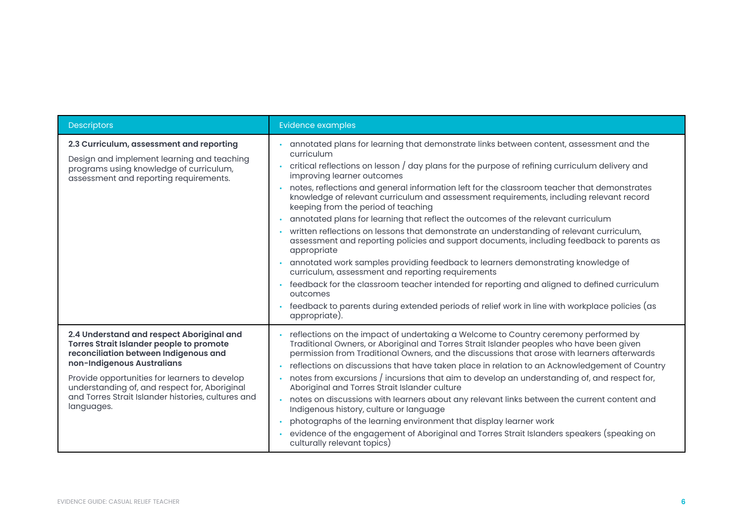| Descriptors | Evidence examples |
|---|---|
| **2.3 Curriculum, assessment and reporting**<br><br>Design and implement learning and teaching programs using knowledge of curriculum, assessment and reporting requirements. | • annotated plans for learning that demonstrate links between content, assessment and the curriculum<br>• critical reflections on lesson / day plans for the purpose of refining curriculum delivery and improving learner outcomes<br>• notes, reflections and general information left for the classroom teacher that demonstrates knowledge of relevant curriculum and assessment requirements, including relevant record keeping from the period of teaching<br>• annotated plans for learning that reflect the outcomes of the relevant curriculum<br>• written reflections on lessons that demonstrate an understanding of relevant curriculum, assessment and reporting policies and support documents, including feedback to parents as appropriate<br>• annotated work samples providing feedback to learners demonstrating knowledge of curriculum, assessment and reporting requirements<br>• feedback for the classroom teacher intended for reporting and aligned to defined curriculum outcomes<br>• feedback to parents during extended periods of relief work in line with workplace policies (as appropriate). |
| **2.4 Understand and respect Aboriginal and Torres Strait Islander people to promote reconciliation between Indigenous and non-Indigenous Australians**<br><br>Provide opportunities for learners to develop understanding of, and respect for, Aboriginal and Torres Strait Islander histories, cultures and languages. | • reflections on the impact of undertaking a Welcome to Country ceremony performed by Traditional Owners, or Aboriginal and Torres Strait Islander peoples who have been given permission from Traditional Owners, and the discussions that arose with learners afterwards<br>• reflections on discussions that have taken place in relation to an Acknowledgement of Country<br>• notes from excursions / incursions that aim to develop an understanding of, and respect for, Aboriginal and Torres Strait Islander culture<br>• notes on discussions with learners about any relevant links between the current content and Indigenous history, culture or language<br>• photographs of the learning environment that display learner work<br>• evidence of the engagement of Aboriginal and Torres Strait Islanders speakers (speaking on culturally relevant topics) |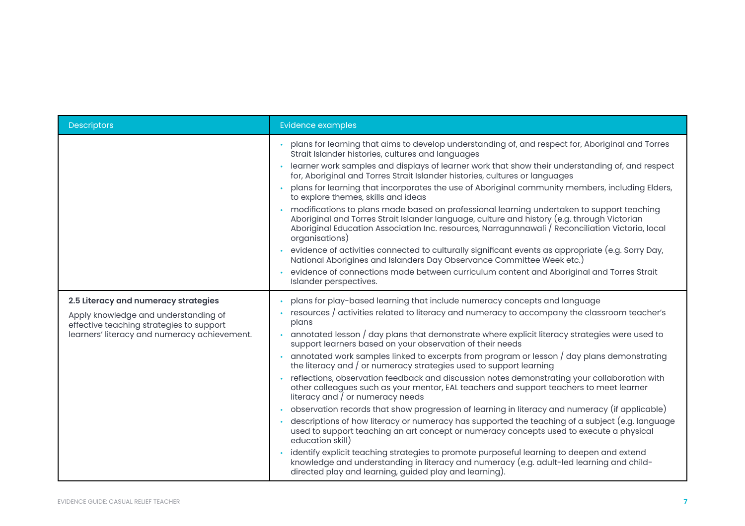| Descriptors | Evidence examples |
| --- | --- |
| | • plans for learning that aims to develop understanding of, and respect for, Aboriginal and Torres Strait Islander histories, cultures and languages<br>• learner work samples and displays of learner work that show their understanding of, and respect for, Aboriginal and Torres Strait Islander histories, cultures or languages<br>• plans for learning that incorporates the use of Aboriginal community members, including Elders, to explore themes, skills and ideas<br>• modifications to plans made based on professional learning undertaken to support teaching Aboriginal and Torres Strait Islander language, culture and history (e.g. through Victorian Aboriginal Education Association Inc. resources, Narragunnawali / Reconciliation Victoria, local organisations)<br>• evidence of activities connected to culturally significant events as appropriate (e.g. Sorry Day, National Aborigines and Islanders Day Observance Committee Week etc.)<br>• evidence of connections made between curriculum content and Aboriginal and Torres Strait Islander perspectives. |
| **2.5 Literacy and numeracy strategies**<br>Apply knowledge and understanding of effective teaching strategies to support learners' literacy and numeracy achievement. | • plans for play-based learning that include numeracy concepts and language<br>• resources / activities related to literacy and numeracy to accompany the classroom teacher's plans<br>• annotated lesson / day plans that demonstrate where explicit literacy strategies were used to support learners based on your observation of their needs<br>• annotated work samples linked to excerpts from program or lesson / day plans demonstrating the literacy and / or numeracy strategies used to support learning<br>• reflections, observation feedback and discussion notes demonstrating your collaboration with other colleagues such as your mentor, EAL teachers and support teachers to meet learner literacy and / or numeracy needs<br>• observation records that show progression of learning in literacy and numeracy (if applicable)<br>• descriptions of how literacy or numeracy has supported the teaching of a subject (e.g. language used to support teaching an art concept or numeracy concepts used to execute a physical education skill)<br>• identify explicit teaching strategies to promote purposeful learning to deepen and extend knowledge and understanding in literacy and numeracy (e.g. adult-led learning and child-directed play and learning, guided play and learning). |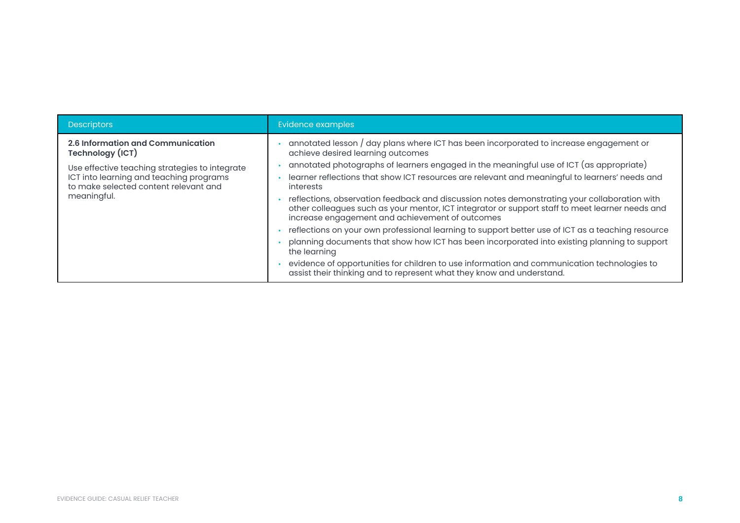| Descriptors | Evidence examples |
| --- | --- |
| **2.6 Information and Communication Technology (ICT)**<br><br>Use effective teaching strategies to integrate ICT into learning and teaching programs to make selected content relevant and meaningful. | • annotated lesson / day plans where ICT has been incorporated to increase engagement or achieve desired learning outcomes<br>• annotated photographs of learners engaged in the meaningful use of ICT (as appropriate)<br>• learner reflections that show ICT resources are relevant and meaningful to learners' needs and interests<br>• reflections, observation feedback and discussion notes demonstrating your collaboration with other colleagues such as your mentor, ICT integrator or support staff to meet learner needs and increase engagement and achievement of outcomes<br>• reflections on your own professional learning to support better use of ICT as a teaching resource<br>• planning documents that show how ICT has been incorporated into existing planning to support the learning<br>• evidence of opportunities for children to use information and communication technologies to assist their thinking and to represent what they know and understand. |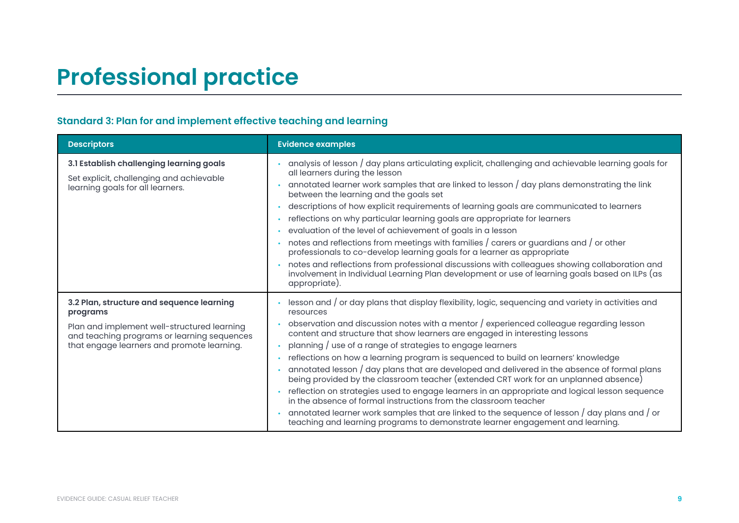# Professional practice

### Standard 3: Plan for and implement effective teaching and learning

| Descriptors | Evidence examples |
|---|---|
| **3.1 Establish challenging learning goals**<br><br>Set explicit, challenging and achievable learning goals for all learners. | • analysis of lesson / day plans articulating explicit, challenging and achievable learning goals for all learners during the lesson<br>• annotated learner work samples that are linked to lesson / day plans demonstrating the link between the learning and the goals set<br>• descriptions of how explicit requirements of learning goals are communicated to learners<br>• reflections on why particular learning goals are appropriate for learners<br>• evaluation of the level of achievement of goals in a lesson<br>• notes and reflections from meetings with families / carers or guardians and / or other professionals to co-develop learning goals for a learner as appropriate<br>• notes and reflections from professional discussions with colleagues showing collaboration and involvement in Individual Learning Plan development or use of learning goals based on ILPs (as appropriate). |
| **3.2 Plan, structure and sequence learning programs**<br><br>Plan and implement well-structured learning and teaching programs or learning sequences that engage learners and promote learning. | • lesson and / or day plans that display flexibility, logic, sequencing and variety in activities and resources<br>• observation and discussion notes with a mentor / experienced colleague regarding lesson content and structure that show learners are engaged in interesting lessons<br>• planning / use of a range of strategies to engage learners<br>• reflections on how a learning program is sequenced to build on learners' knowledge<br>• annotated lesson / day plans that are developed and delivered in the absence of formal plans being provided by the classroom teacher (extended CRT work for an unplanned absence)<br>• reflection on strategies used to engage learners in an appropriate and logical lesson sequence in the absence of formal instructions from the classroom teacher<br>• annotated learner work samples that are linked to the sequence of lesson / day plans and / or teaching and learning programs to demonstrate learner engagement and learning. |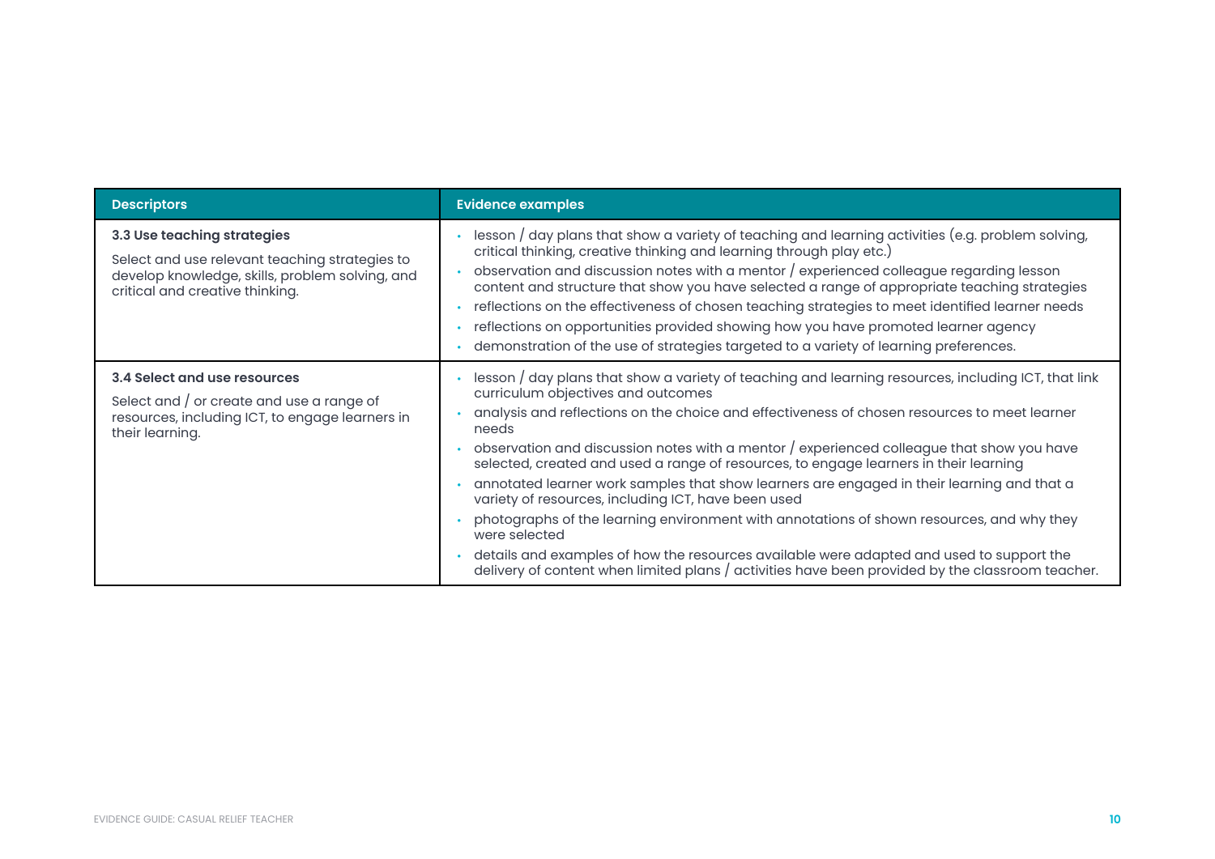| Descriptors | Evidence examples |
|---|---|
| **3.3 Use teaching strategies**<br><br>Select and use relevant teaching strategies to develop knowledge, skills, problem solving, and critical and creative thinking. | • lesson / day plans that show a variety of teaching and learning activities (e.g. problem solving, critical thinking, creative thinking and learning through play etc.)<br>• observation and discussion notes with a mentor / experienced colleague regarding lesson content and structure that show you have selected a range of appropriate teaching strategies<br>• reflections on the effectiveness of chosen teaching strategies to meet identified learner needs<br>• reflections on opportunities provided showing how you have promoted learner agency<br>• demonstration of the use of strategies targeted to a variety of learning preferences. |
| **3.4 Select and use resources**<br><br>Select and / or create and use a range of resources, including ICT, to engage learners in their learning. | • lesson / day plans that show a variety of teaching and learning resources, including ICT, that link curriculum objectives and outcomes<br>• analysis and reflections on the choice and effectiveness of chosen resources to meet learner needs<br>• observation and discussion notes with a mentor / experienced colleague that show you have selected, created and used a range of resources, to engage learners in their learning<br>• annotated learner work samples that show learners are engaged in their learning and that a variety of resources, including ICT, have been used<br>• photographs of the learning environment with annotations of shown resources, and why they were selected<br>• details and examples of how the resources available were adapted and used to support the delivery of content when limited plans / activities have been provided by the classroom teacher. |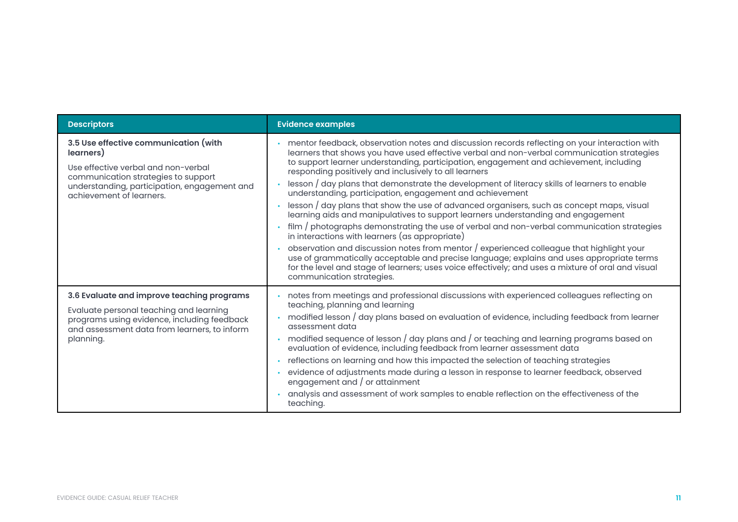| Descriptors | Evidence examples |
|---|---|
| **3.5 Use effective communication (with learners)**<br><br>Use effective verbal and non-verbal communication strategies to support understanding, participation, engagement and achievement of learners. | • mentor feedback, observation notes and discussion records reflecting on your interaction with learners that shows you have used effective verbal and non-verbal communication strategies to support learner understanding, participation, engagement and achievement, including responding positively and inclusively to all learners<br>• lesson / day plans that demonstrate the development of literacy skills of learners to enable understanding, participation, engagement and achievement<br>• lesson / day plans that show the use of advanced organisers, such as concept maps, visual learning aids and manipulatives to support learners understanding and engagement<br>• film / photographs demonstrating the use of verbal and non-verbal communication strategies in interactions with learners (as appropriate)<br>• observation and discussion notes from mentor / experienced colleague that highlight your use of grammatically acceptable and precise language; explains and uses appropriate terms for the level and stage of learners; uses voice effectively; and uses a mixture of oral and visual communication strategies. |
| **3.6 Evaluate and improve teaching programs**<br><br>Evaluate personal teaching and learning programs using evidence, including feedback and assessment data from learners, to inform planning. | • notes from meetings and professional discussions with experienced colleagues reflecting on teaching, planning and learning<br>• modified lesson / day plans based on evaluation of evidence, including feedback from learner assessment data<br>• modified sequence of lesson / day plans and / or teaching and learning programs based on evaluation of evidence, including feedback from learner assessment data<br>• reflections on learning and how this impacted the selection of teaching strategies<br>• evidence of adjustments made during a lesson in response to learner feedback, observed engagement and / or attainment<br>• analysis and assessment of work samples to enable reflection on the effectiveness of the teaching. |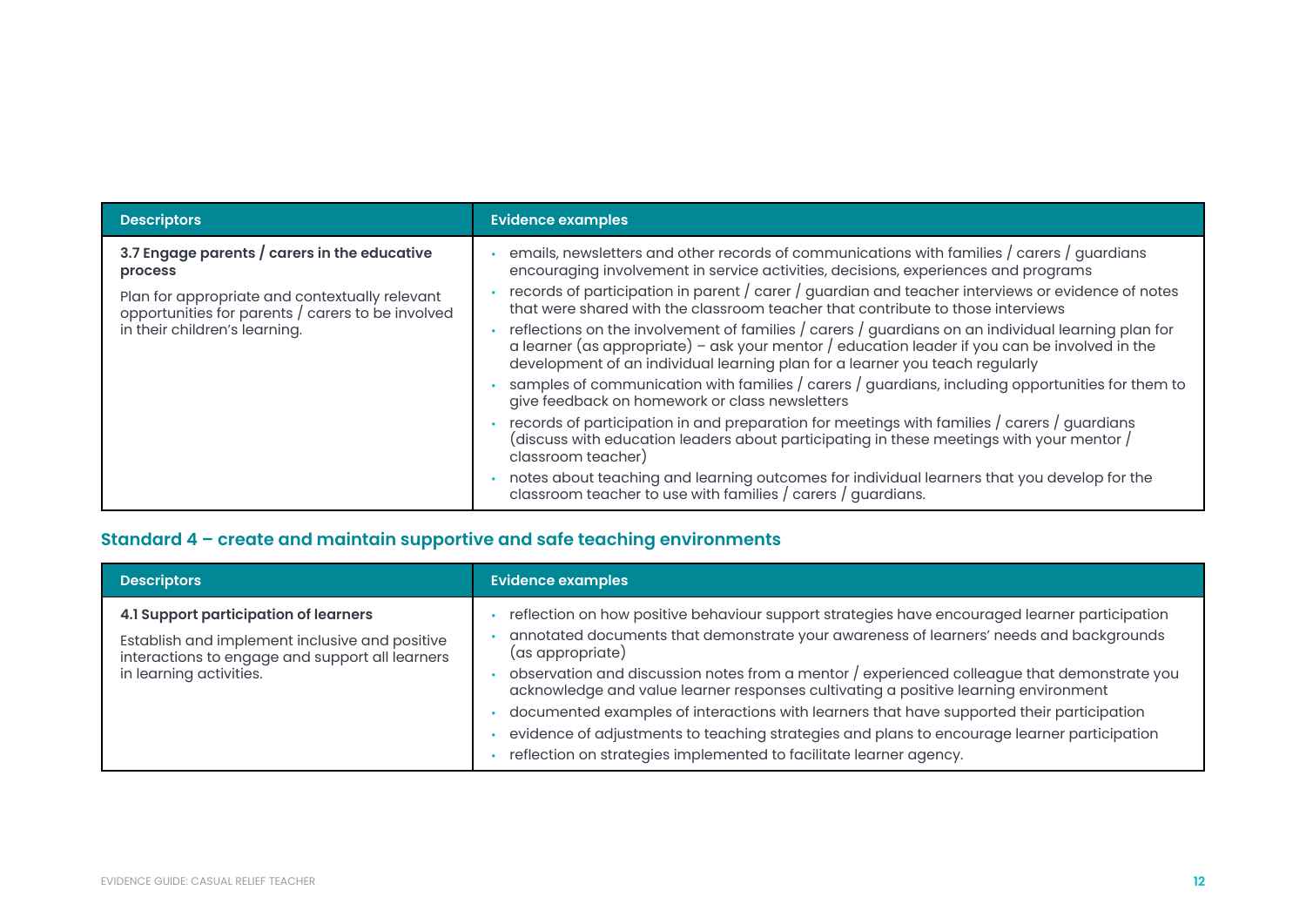| Descriptors | Evidence examples |
| --- | --- |
| **3.7 Engage parents / carers in the educative process**<br><br>Plan for appropriate and contextually relevant opportunities for parents / carers to be involved in their children's learning. | • emails, newsletters and other records of communications with families / carers / guardians encouraging involvement in service activities, decisions, experiences and programs<br>• records of participation in parent / carer / guardian and teacher interviews or evidence of notes that were shared with the classroom teacher that contribute to those interviews<br>• reflections on the involvement of families / carers / guardians on an individual learning plan for a learner (as appropriate) – ask your mentor / education leader if you can be involved in the development of an individual learning plan for a learner you teach regularly<br>• samples of communication with families / carers / guardians, including opportunities for them to give feedback on homework or class newsletters<br>• records of participation in and preparation for meetings with families / carers / guardians (discuss with education leaders about participating in these meetings with your mentor / classroom teacher)<br>• notes about teaching and learning outcomes for individual learners that you develop for the classroom teacher to use with families / carers / guardians. |

## Standard 4 – create and maintain supportive and safe teaching environments

| Descriptors | Evidence examples |
| --- | --- |
| **4.1 Support participation of learners**<br><br>Establish and implement inclusive and positive interactions to engage and support all learners in learning activities. | • reflection on how positive behaviour support strategies have encouraged learner participation<br>• annotated documents that demonstrate your awareness of learners' needs and backgrounds (as appropriate)<br>• observation and discussion notes from a mentor / experienced colleague that demonstrate you acknowledge and value learner responses cultivating a positive learning environment<br>• documented examples of interactions with learners that have supported their participation<br>• evidence of adjustments to teaching strategies and plans to encourage learner participation<br>• reflection on strategies implemented to facilitate learner agency. |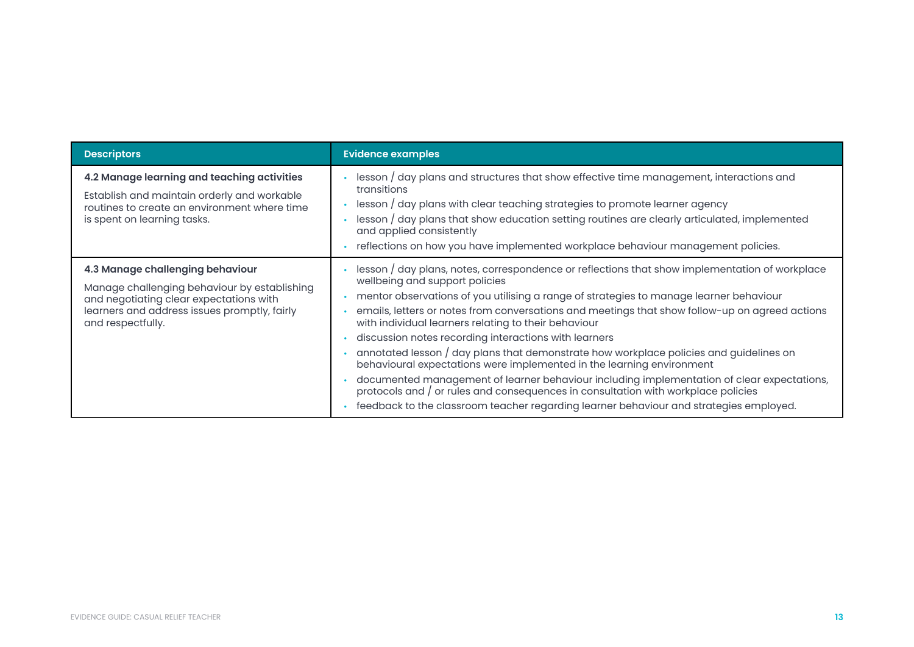| Descriptors | Evidence examples |
|---|---|
| **4.2 Manage learning and teaching activities**<br><br>Establish and maintain orderly and workable routines to create an environment where time is spent on learning tasks. | • lesson / day plans and structures that show effective time management, interactions and transitions<br>• lesson / day plans with clear teaching strategies to promote learner agency<br>• lesson / day plans that show education setting routines are clearly articulated, implemented and applied consistently<br>• reflections on how you have implemented workplace behaviour management policies. |
| **4.3 Manage challenging behaviour**<br><br>Manage challenging behaviour by establishing and negotiating clear expectations with learners and address issues promptly, fairly and respectfully. | • lesson / day plans, notes, correspondence or reflections that show implementation of workplace wellbeing and support policies<br>• mentor observations of you utilising a range of strategies to manage learner behaviour<br>• emails, letters or notes from conversations and meetings that show follow-up on agreed actions with individual learners relating to their behaviour<br>• discussion notes recording interactions with learners<br>• annotated lesson / day plans that demonstrate how workplace policies and guidelines on behavioural expectations were implemented in the learning environment<br>• documented management of learner behaviour including implementation of clear expectations, protocols and / or rules and consequences in consultation with workplace policies<br>• feedback to the classroom teacher regarding learner behaviour and strategies employed. |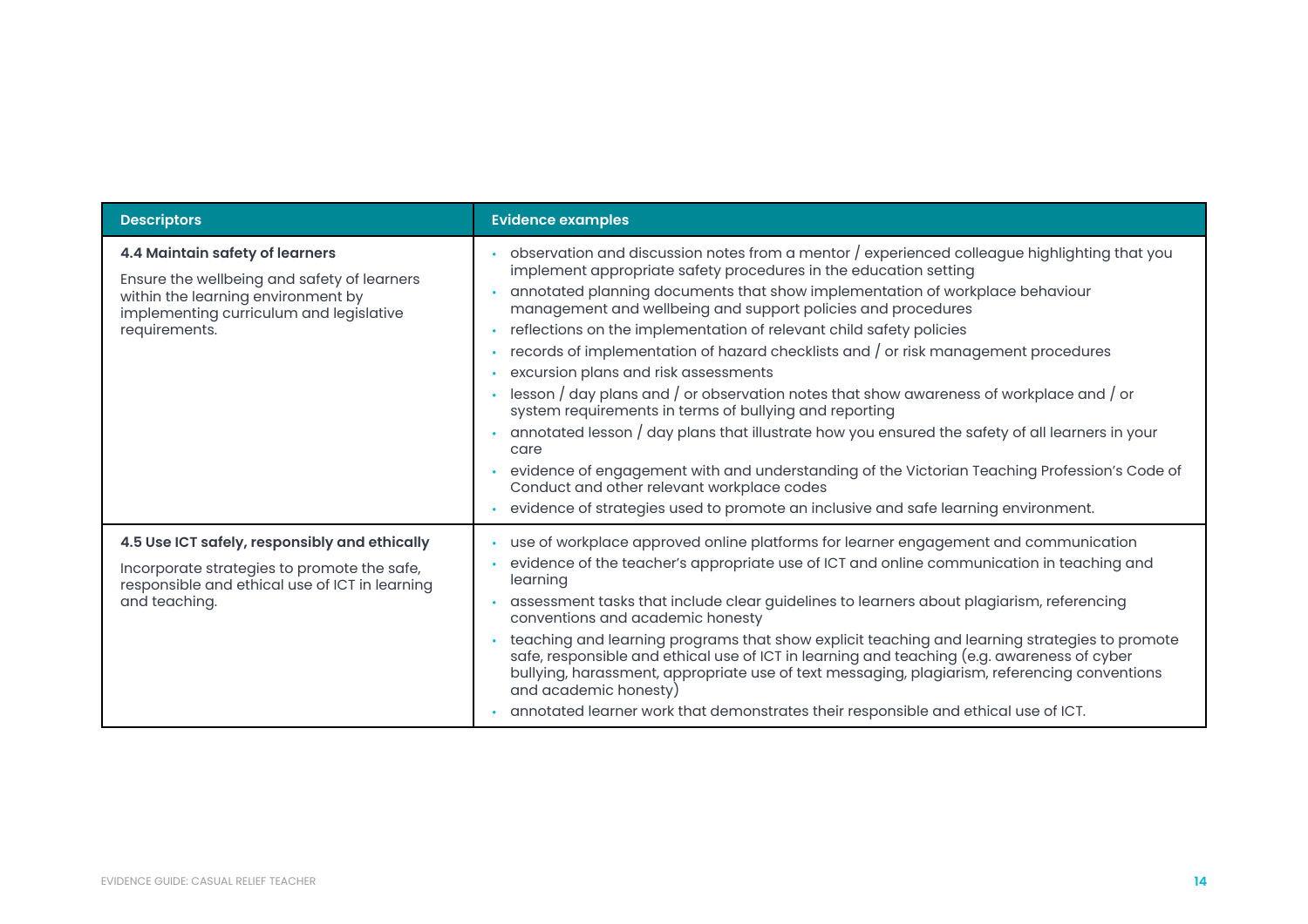| Descriptors | Evidence examples |
|---|---|
| **4.4 Maintain safety of learners**<br><br>Ensure the wellbeing and safety of learners within the learning environment by implementing curriculum and legislative requirements. | • observation and discussion notes from a mentor / experienced colleague highlighting that you implement appropriate safety procedures in the education setting<br>• annotated planning documents that show implementation of workplace behaviour management and wellbeing and support policies and procedures<br>• reflections on the implementation of relevant child safety policies<br>• records of implementation of hazard checklists and / or risk management procedures<br>• excursion plans and risk assessments<br>• lesson / day plans and / or observation notes that show awareness of workplace and / or system requirements in terms of bullying and reporting<br>• annotated lesson / day plans that illustrate how you ensured the safety of all learners in your care<br>• evidence of engagement with and understanding of the Victorian Teaching Profession's Code of Conduct and other relevant workplace codes<br>• evidence of strategies used to promote an inclusive and safe learning environment. |
| **4.5 Use ICT safely, responsibly and ethically**<br><br>Incorporate strategies to promote the safe, responsible and ethical use of ICT in learning and teaching. | • use of workplace approved online platforms for learner engagement and communication<br>• evidence of the teacher's appropriate use of ICT and online communication in teaching and learning<br>• assessment tasks that include clear guidelines to learners about plagiarism, referencing conventions and academic honesty<br>• teaching and learning programs that show explicit teaching and learning strategies to promote safe, responsible and ethical use of ICT in learning and teaching (e.g. awareness of cyber bullying, harassment, appropriate use of text messaging, plagiarism, referencing conventions and academic honesty)<br>• annotated learner work that demonstrates their responsible and ethical use of ICT. |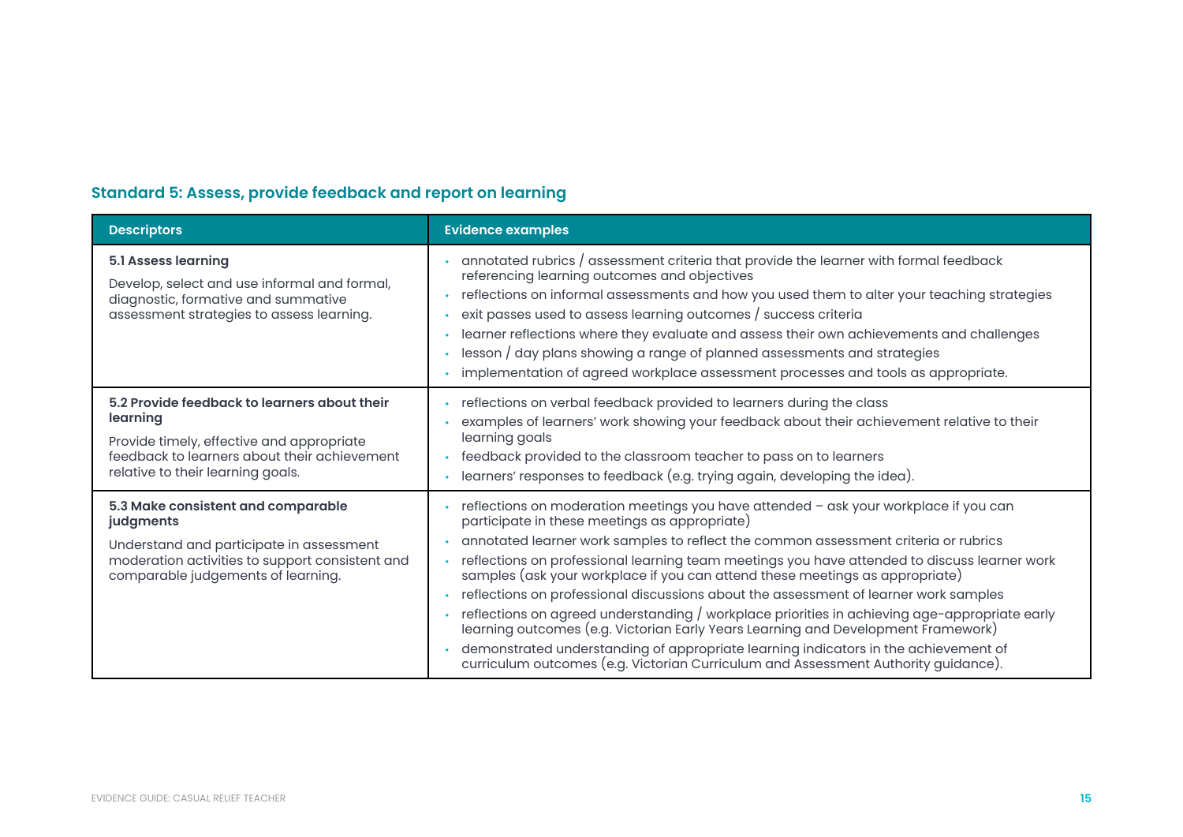## Standard 5: Assess, provide feedback and report on learning

| Descriptors | Evidence examples |
|---|---|
| **5.1 Assess learning**<br><br>Develop, select and use informal and formal, diagnostic, formative and summative assessment strategies to assess learning. | • annotated rubrics / assessment criteria that provide the learner with formal feedback referencing learning outcomes and objectives<br>• reflections on informal assessments and how you used them to alter your teaching strategies<br>• exit passes used to assess learning outcomes / success criteria<br>• learner reflections where they evaluate and assess their own achievements and challenges<br>• lesson / day plans showing a range of planned assessments and strategies<br>• implementation of agreed workplace assessment processes and tools as appropriate. |
| **5.2 Provide feedback to learners about their learning**<br><br>Provide timely, effective and appropriate feedback to learners about their achievement relative to their learning goals. | • reflections on verbal feedback provided to learners during the class<br>• examples of learners' work showing your feedback about their achievement relative to their learning goals<br>• feedback provided to the classroom teacher to pass on to learners<br>• learners' responses to feedback (e.g. trying again, developing the idea). |
| **5.3 Make consistent and comparable judgments**<br><br>Understand and participate in assessment moderation activities to support consistent and comparable judgements of learning. | • reflections on moderation meetings you have attended – ask your workplace if you can participate in these meetings as appropriate)<br>• annotated learner work samples to reflect the common assessment criteria or rubrics<br>• reflections on professional learning team meetings you have attended to discuss learner work samples (ask your workplace if you can attend these meetings as appropriate)<br>• reflections on professional discussions about the assessment of learner work samples<br>• reflections on agreed understanding / workplace priorities in achieving age-appropriate early learning outcomes (e.g. Victorian Early Years Learning and Development Framework)<br>• demonstrated understanding of appropriate learning indicators in the achievement of curriculum outcomes (e.g. Victorian Curriculum and Assessment Authority guidance). |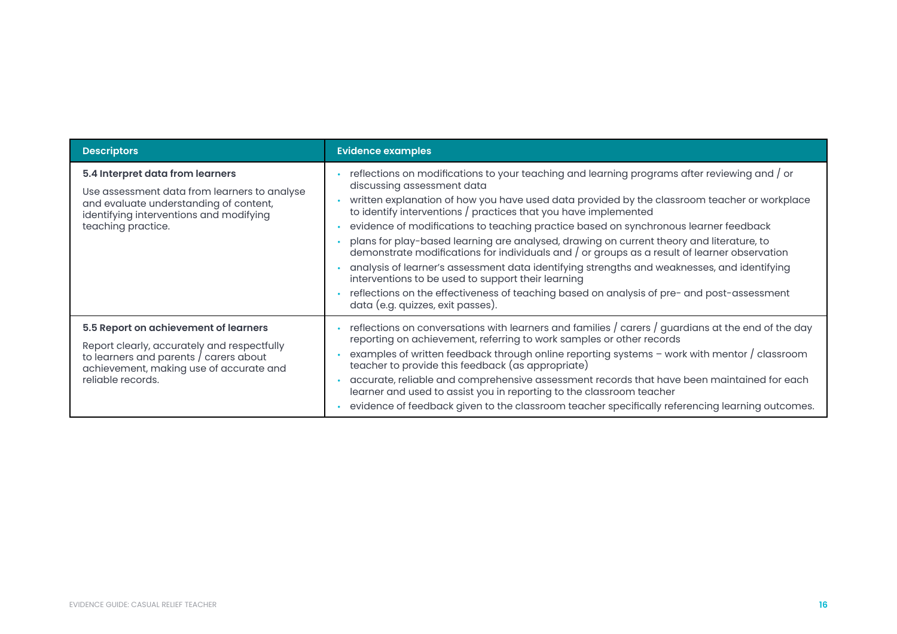| Descriptors | Evidence examples |
|---|---|
| **5.4 Interpret data from learners**<br><br>Use assessment data from learners to analyse and evaluate understanding of content, identifying interventions and modifying teaching practice. | • reflections on modifications to your teaching and learning programs after reviewing and / or discussing assessment data<br>• written explanation of how you have used data provided by the classroom teacher or workplace to identify interventions / practices that you have implemented<br>• evidence of modifications to teaching practice based on synchronous learner feedback<br>• plans for play-based learning are analysed, drawing on current theory and literature, to demonstrate modifications for individuals and / or groups as a result of learner observation<br>• analysis of learner's assessment data identifying strengths and weaknesses, and identifying interventions to be used to support their learning<br>• reflections on the effectiveness of teaching based on analysis of pre- and post-assessment data (e.g. quizzes, exit passes). |
| **5.5 Report on achievement of learners**<br><br>Report clearly, accurately and respectfully to learners and parents / carers about achievement, making use of accurate and reliable records. | • reflections on conversations with learners and families / carers / guardians at the end of the day reporting on achievement, referring to work samples or other records<br>• examples of written feedback through online reporting systems – work with mentor / classroom teacher to provide this feedback (as appropriate)<br>• accurate, reliable and comprehensive assessment records that have been maintained for each learner and used to assist you in reporting to the classroom teacher<br>• evidence of feedback given to the classroom teacher specifically referencing learning outcomes. |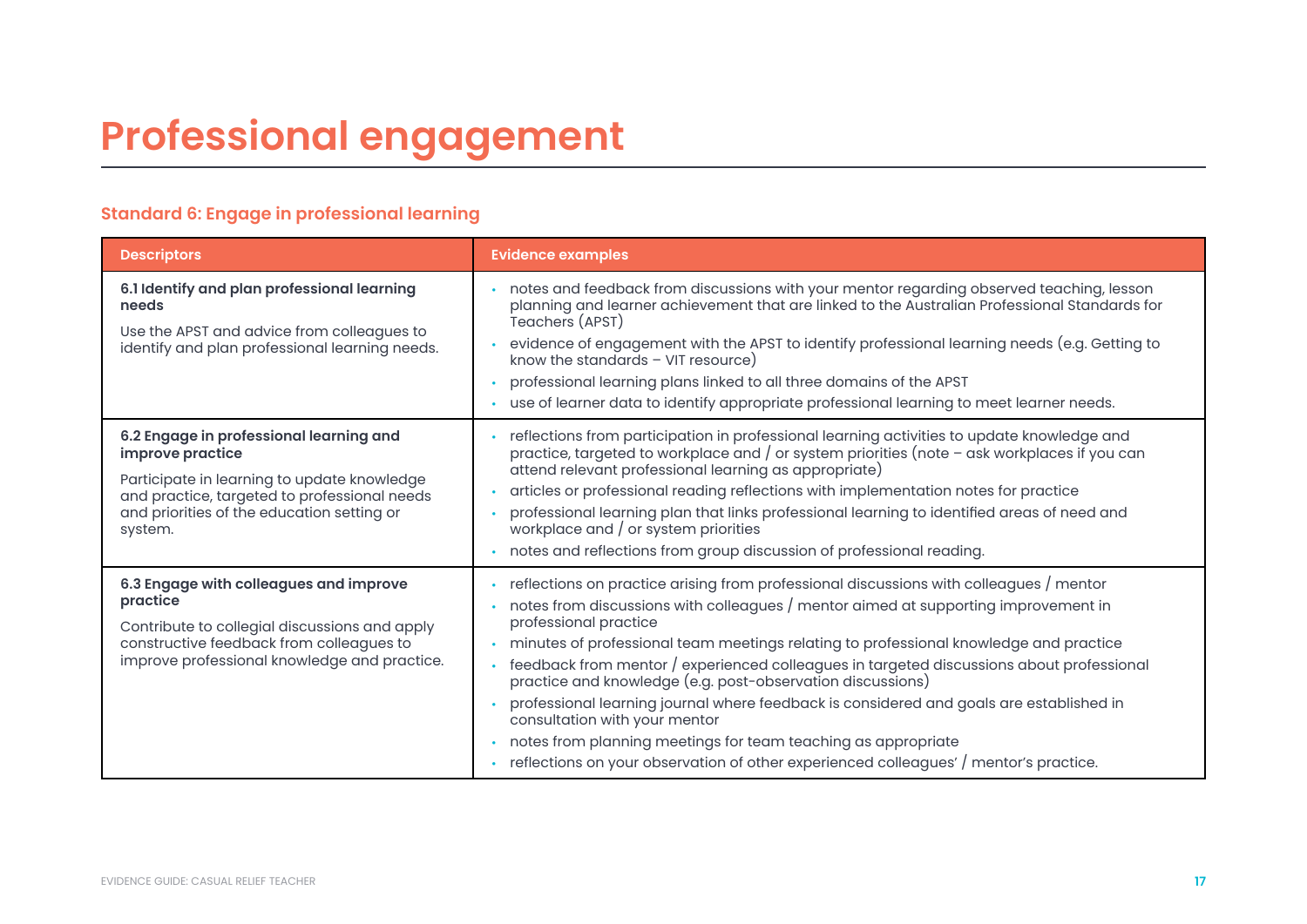# Professional engagement

## Standard 6: Engage in professional learning

| Descriptors | Evidence examples |
|---|---|
| **6.1 Identify and plan professional learning needs**<br><br>Use the APST and advice from colleagues to identify and plan professional learning needs. | • notes and feedback from discussions with your mentor regarding observed teaching, lesson planning and learner achievement that are linked to the Australian Professional Standards for Teachers (APST)<br>• evidence of engagement with the APST to identify professional learning needs (e.g. Getting to know the standards – VIT resource)<br>• professional learning plans linked to all three domains of the APST<br>• use of learner data to identify appropriate professional learning to meet learner needs. |
| **6.2 Engage in professional learning and improve practice**<br><br>Participate in learning to update knowledge and practice, targeted to professional needs and priorities of the education setting or system. | • reflections from participation in professional learning activities to update knowledge and practice, targeted to workplace and / or system priorities (note – ask workplaces if you can attend relevant professional learning as appropriate)<br>• articles or professional reading reflections with implementation notes for practice<br>• professional learning plan that links professional learning to identified areas of need and workplace and / or system priorities<br>• notes and reflections from group discussion of professional reading. |
| **6.3 Engage with colleagues and improve practice**<br><br>Contribute to collegial discussions and apply constructive feedback from colleagues to improve professional knowledge and practice. | • reflections on practice arising from professional discussions with colleagues / mentor<br>• notes from discussions with colleagues / mentor aimed at supporting improvement in professional practice<br>• minutes of professional team meetings relating to professional knowledge and practice<br>• feedback from mentor / experienced colleagues in targeted discussions about professional practice and knowledge (e.g. post-observation discussions)<br>• professional learning journal where feedback is considered and goals are established in consultation with your mentor<br>• notes from planning meetings for team teaching as appropriate<br>• reflections on your observation of other experienced colleagues' / mentor's practice. |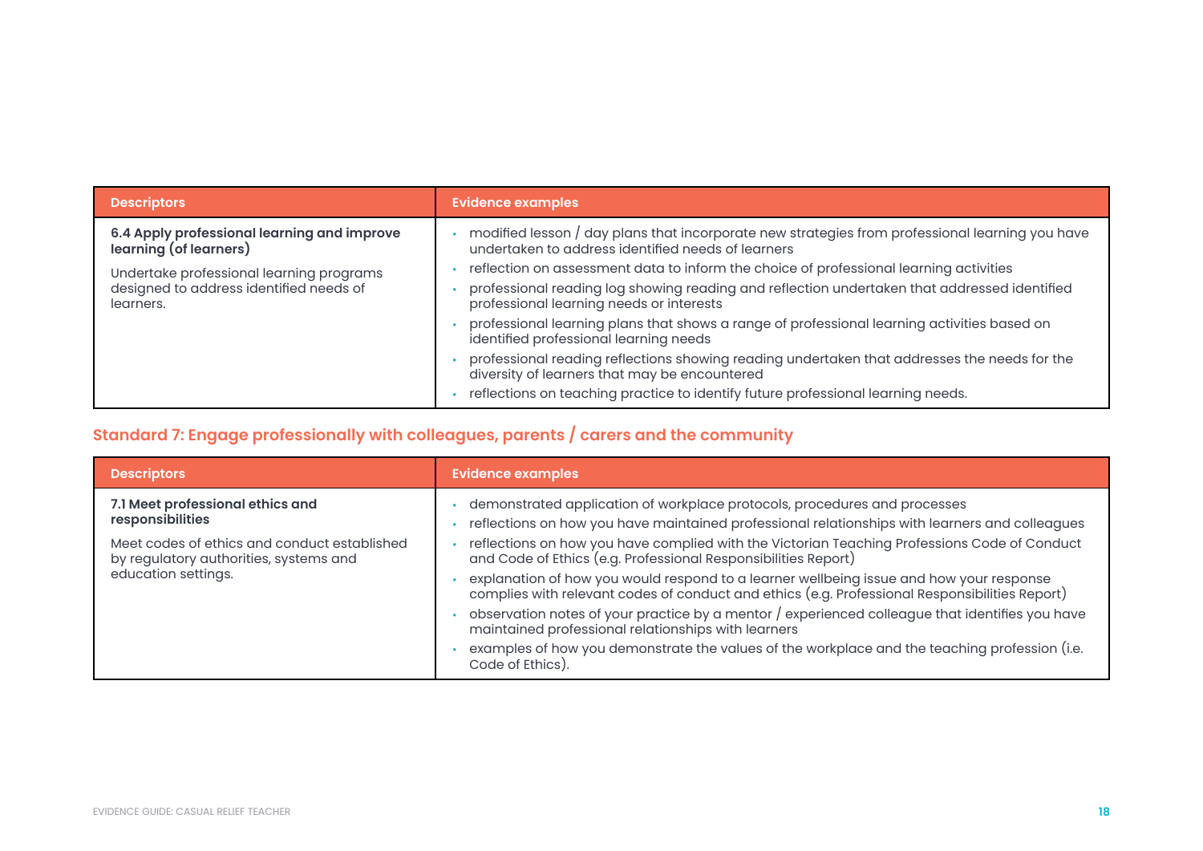| Descriptors | Evidence examples |
|---|---|
| **6.4 Apply professional learning and improve learning (of learners)**<br><br>Undertake professional learning programs designed to address identified needs of learners. | • modified lesson / day plans that incorporate new strategies from professional learning you have undertaken to address identified needs of learners<br>• reflection on assessment data to inform the choice of professional learning activities<br>• professional reading log showing reading and reflection undertaken that addressed identified professional learning needs or interests<br>• professional learning plans that shows a range of professional learning activities based on identified professional learning needs<br>• professional reading reflections showing reading undertaken that addresses the needs for the diversity of learners that may be encountered<br>• reflections on teaching practice to identify future professional learning needs. |

## Standard 7: Engage professionally with colleagues, parents / carers and the community

| Descriptors | Evidence examples |
|---|---|
| **7.1 Meet professional ethics and responsibilities**<br><br>Meet codes of ethics and conduct established by regulatory authorities, systems and education settings. | • demonstrated application of workplace protocols, procedures and processes<br>• reflections on how you have maintained professional relationships with learners and colleagues<br>• reflections on how you have complied with the Victorian Teaching Professions Code of Conduct and Code of Ethics (e.g. Professional Responsibilities Report)<br>• explanation of how you would respond to a learner wellbeing issue and how your response complies with relevant codes of conduct and ethics (e.g. Professional Responsibilities Report)<br>• observation notes of your practice by a mentor / experienced colleague that identifies you have maintained professional relationships with learners<br>• examples of how you demonstrate the values of the workplace and the teaching profession (i.e. Code of Ethics). |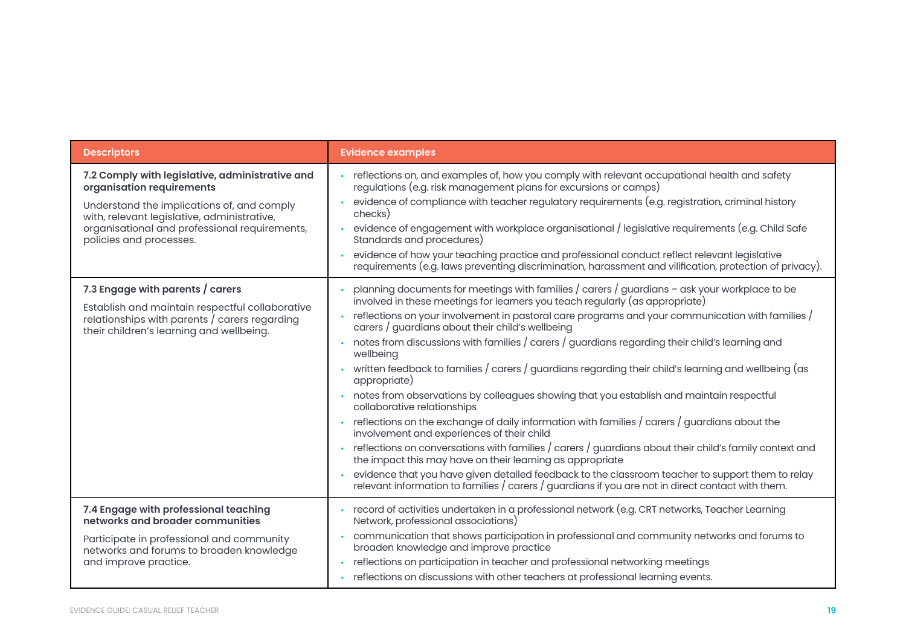| Descriptors | Evidence examples |
|---|---|
| **7.2 Comply with legislative, administrative and organisation requirements**<br><br>Understand the implications of, and comply with, relevant legislative, administrative, organisational and professional requirements, policies and processes. | • reflections on, and examples of, how you comply with relevant occupational health and safety regulations (e.g. risk management plans for excursions or camps)<br>• evidence of compliance with teacher regulatory requirements (e.g. registration, criminal history checks)<br>• evidence of engagement with workplace organisational / legislative requirements (e.g. Child Safe Standards and procedures)<br>• evidence of how your teaching practice and professional conduct reflect relevant legislative requirements (e.g. laws preventing discrimination, harassment and vilification, protection of privacy). |
| **7.3 Engage with parents / carers**<br><br>Establish and maintain respectful collaborative relationships with parents / carers regarding their children's learning and wellbeing. | • planning documents for meetings with families / carers / guardians – ask your workplace to be involved in these meetings for learners you teach regularly (as appropriate)<br>• reflections on your involvement in pastoral care programs and your communication with families / carers / guardians about their child's wellbeing<br>• notes from discussions with families / carers / guardians regarding their child's learning and wellbeing<br>• written feedback to families / carers / guardians regarding their child's learning and wellbeing (as appropriate)<br>• notes from observations by colleagues showing that you establish and maintain respectful collaborative relationships<br>• reflections on the exchange of daily information with families / carers / guardians about the involvement and experiences of their child<br>• reflections on conversations with families / carers / guardians about their child's family context and the impact this may have on their learning as appropriate<br>• evidence that you have given detailed feedback to the classroom teacher to support them to relay relevant information to families / carers / guardians if you are not in direct contact with them. |
| **7.4 Engage with professional teaching networks and broader communities**<br><br>Participate in professional and community networks and forums to broaden knowledge and improve practice. | • record of activities undertaken in a professional network (e.g. CRT networks, Teacher Learning Network, professional associations)<br>• communication that shows participation in professional and community networks and forums to broaden knowledge and improve practice<br>• reflections on participation in teacher and professional networking meetings<br>• reflections on discussions with other teachers at professional learning events. |